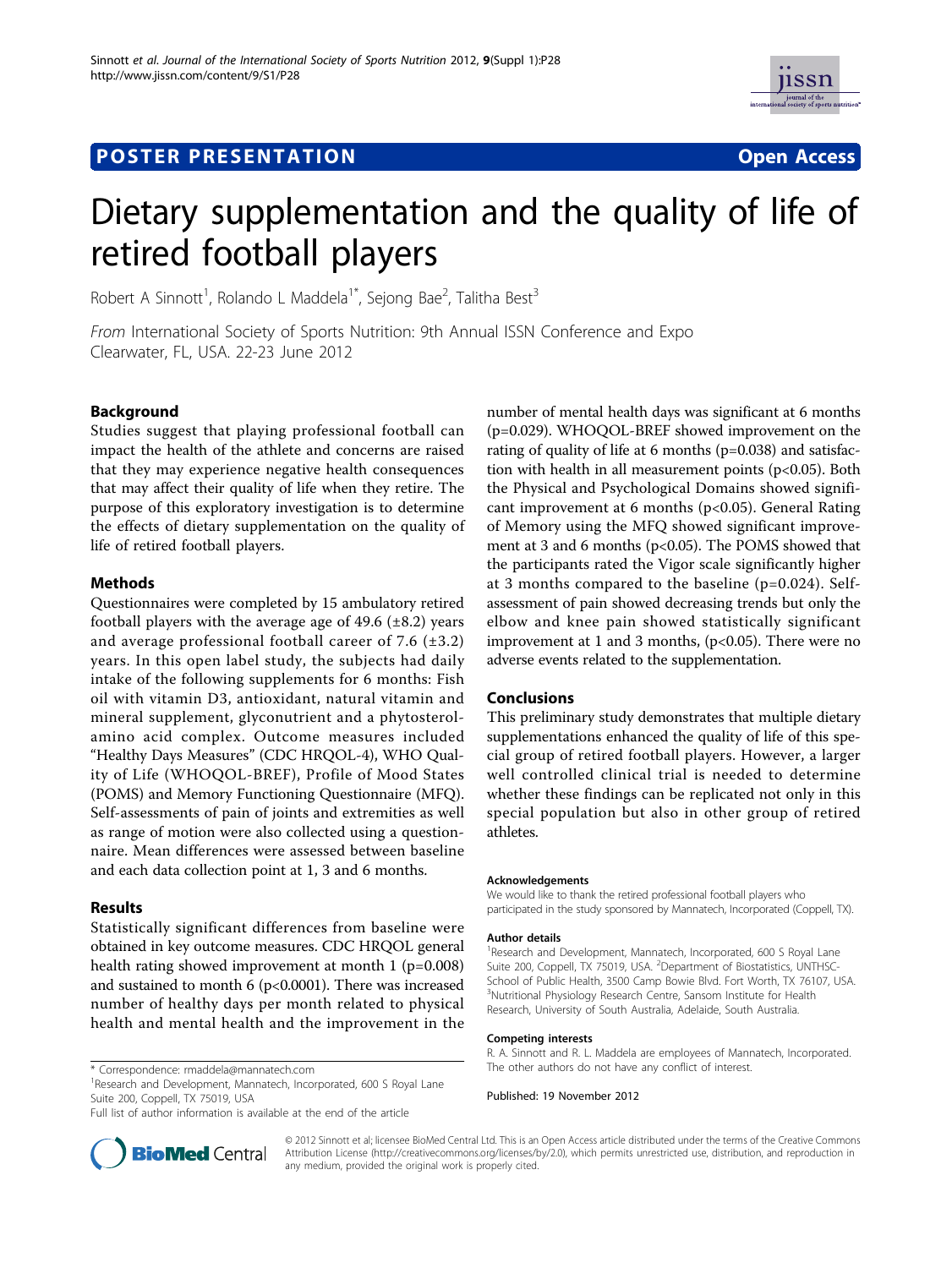POSTER PRESENTATION

Open Access

# Dietary supplementation and the quality of life of retired football players

Robert A Sinnott[1], Rolando L Maddela[1*], Sejong Bae[2], Talitha Best[3]

*From* International Society of Sports Nutrition: 9th Annual ISSN Conference and Expo
Clearwater, FL, USA. 22-23 June 2012

## Background

Studies suggest that playing professional football can impact the health of the athlete and concerns are raised that they may experience negative health consequences that may affect their quality of life when they retire. The purpose of this exploratory investigation is to determine the effects of dietary supplementation on the quality of life of retired football players.

## Methods

Questionnaires were completed by 15 ambulatory retired football players with the average age of 49.6 (±8.2) years and average professional football career of 7.6 (±3.2) years. In this open label study, the subjects had daily intake of the following supplements for 6 months: Fish oil with vitamin D3, antioxidant, natural vitamin and mineral supplement, glyconutrient and a phytosterol-amino acid complex. Outcome measures included "Healthy Days Measures" (CDC HRQOL-4), WHO Quality of Life (WHOQOL-BREF), Profile of Mood States (POMS) and Memory Functioning Questionnaire (MFQ). Self-assessments of pain of joints and extremities as well as range of motion were also collected using a questionnaire. Mean differences were assessed between baseline and each data collection point at 1, 3 and 6 months.

## Results

Statistically significant differences from baseline were obtained in key outcome measures. CDC HRQOL general health rating showed improvement at month 1 ($p=0.008$) and sustained to month 6 ($p<0.0001$). There was increased number of healthy days per month related to physical health and mental health and the improvement in the number of mental health days was significant at 6 months ($p=0.029$). WHOQOL-BREF showed improvement on the rating of quality of life at 6 months ($p=0.038$) and satisfaction with health in all measurement points ($p<0.05$). Both the Physical and Psychological Domains showed significant improvement at 6 months ($p<0.05$). General Rating of Memory using the MFQ showed significant improvement at 3 and 6 months ($p<0.05$). The POMS showed that the participants rated the Vigor scale significantly higher at 3 months compared to the baseline ($p=0.024$). Self-assessment of pain showed decreasing trends but only the elbow and knee pain showed statistically significant improvement at 1 and 3 months, ($p<0.05$). There were no adverse events related to the supplementation.

## Conclusions

This preliminary study demonstrates that multiple dietary supplementations enhanced the quality of life of this special group of retired football players. However, a larger well controlled clinical trial is needed to determine whether these findings can be replicated not only in this special population but also in other group of retired athletes.

#### Acknowledgements

We would like to thank the retired professional football players who participated in the study sponsored by Mannatech, Incorporated (Coppell, TX).

#### Author details

[1]Research and Development, Mannatech, Incorporated, 600 S Royal Lane Suite 200, Coppell, TX 75019, USA. [2]Department of Biostatistics, UNTHSC-School of Public Health, 3500 Camp Bowie Blvd. Fort Worth, TX 76107, USA. [3]Nutritional Physiology Research Centre, Sansom Institute for Health Research, University of South Australia, Adelaide, South Australia.

#### Competing interests

R. A. Sinnott and R. L. Maddela are employees of Mannatech, Incorporated. The other authors do not have any conflict of interest.

Published: 19 November 2012

\* Correspondence: rmaddela@mannatech.com
[1]Research and Development, Mannatech, Incorporated, 600 S Royal Lane Suite 200, Coppell, TX 75019, USA
Full list of author information is available at the end of the article

© 2012 Sinnott et al; licensee BioMed Central Ltd. This is an Open Access article distributed under the terms of the Creative Commons Attribution License (http://creativecommons.org/licenses/by/2.0), which permits unrestricted use, distribution, and reproduction in any medium, provided the original work is properly cited.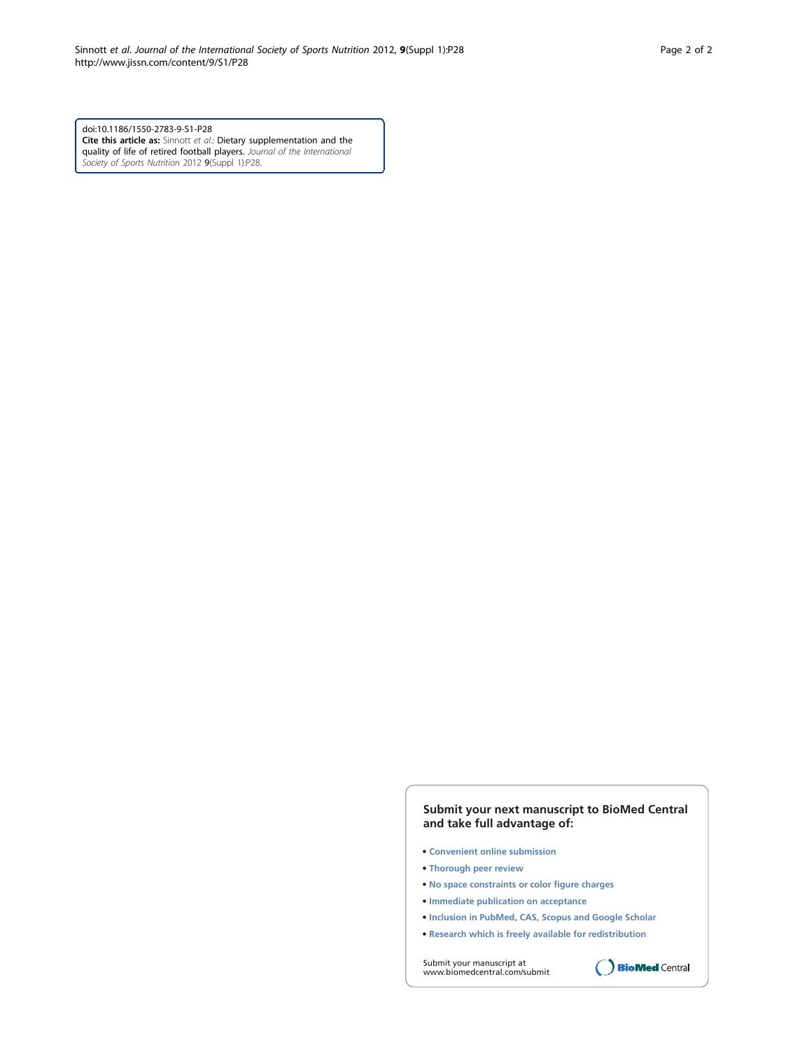doi:10.1186/1550-2783-9-S1-P28

**Cite this article as:** Sinnott *et al.*: Dietary supplementation and the quality of life of retired football players. *Journal of the International Society of Sports Nutrition* 2012 **9**(Suppl 1):P28.

**Submit your next manuscript to BioMed Central and take full advantage of:**

- **Convenient online submission**
- **Thorough peer review**
- **No space constraints or color figure charges**
- **Immediate publication on acceptance**
- **Inclusion in PubMed, CAS, Scopus and Google Scholar**
- **Research which is freely available for redistribution**

Submit your manuscript at www.biomedcentral.com/submit

BioMed Central